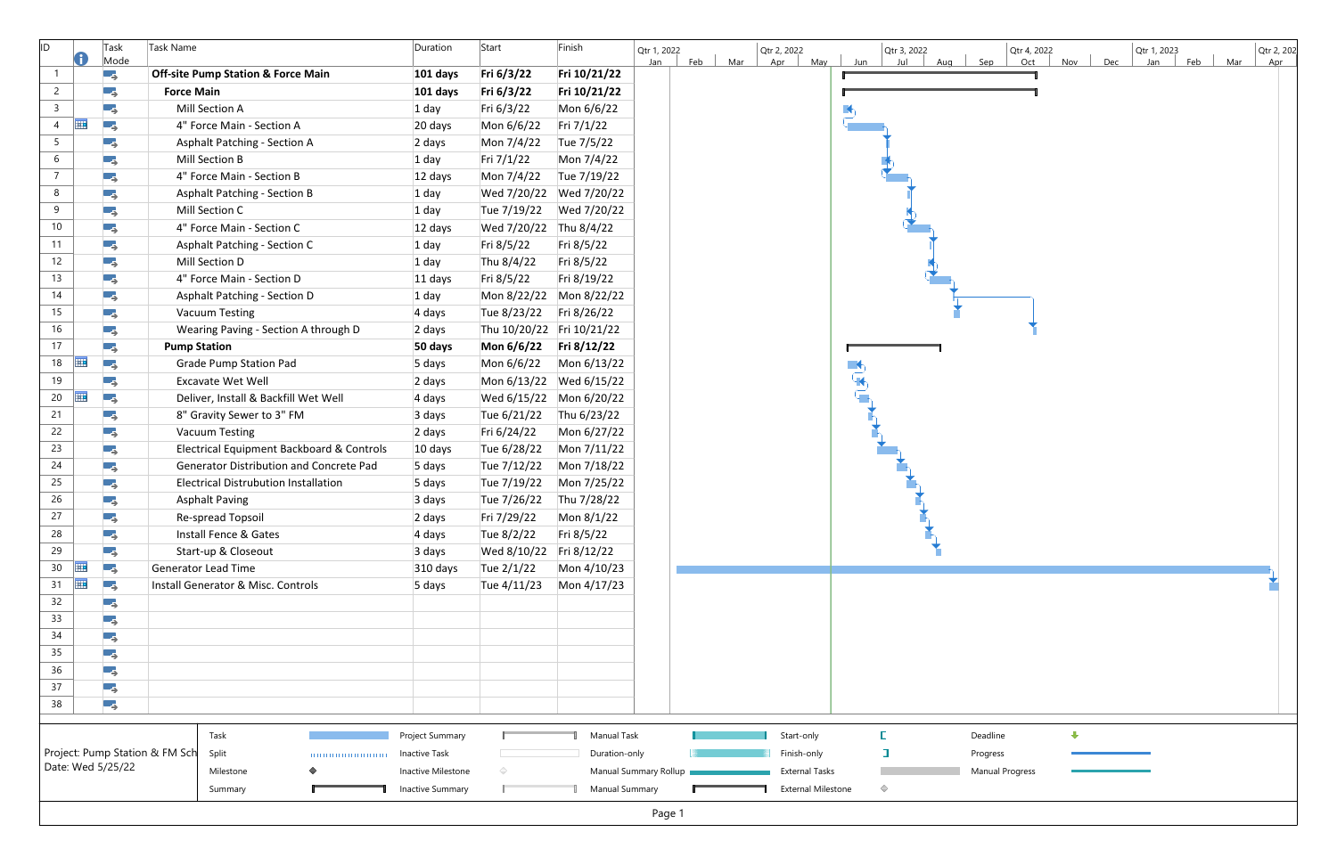| ID | Task Mode | Task Name | Duration | Start | Finish |
|---|---|---|---|---|---|
| 1 | | **Off-site Pump Station & Force Main** | **101 days** | **Fri 6/3/22** | **Fri 10/21/22** |
| 2 | | **Force Main** | **101 days** | **Fri 6/3/22** | **Fri 10/21/22** |
| 3 | | Mill Section A | 1 day | Fri 6/3/22 | Mon 6/6/22 |
| 4 | | 4" Force Main - Section A | 20 days | Mon 6/6/22 | Fri 7/1/22 |
| 5 | | Asphalt Patching - Section A | 2 days | Mon 7/4/22 | Tue 7/5/22 |
| 6 | | Mill Section B | 1 day | Fri 7/1/22 | Mon 7/4/22 |
| 7 | | 4" Force Main - Section B | 12 days | Mon 7/4/22 | Tue 7/19/22 |
| 8 | | Asphalt Patching - Section B | 1 day | Wed 7/20/22 | Wed 7/20/22 |
| 9 | | Mill Section C | 1 day | Tue 7/19/22 | Wed 7/20/22 |
| 10 | | 4" Force Main - Section C | 12 days | Wed 7/20/22 | Thu 8/4/22 |
| 11 | | Asphalt Patching - Section C | 1 day | Fri 8/5/22 | Fri 8/5/22 |
| 12 | | Mill Section D | 1 day | Thu 8/4/22 | Fri 8/5/22 |
| 13 | | 4" Force Main - Section D | 11 days | Fri 8/5/22 | Fri 8/19/22 |
| 14 | | Asphalt Patching - Section D | 1 day | Mon 8/22/22 | Mon 8/22/22 |
| 15 | | Vacuum Testing | 4 days | Tue 8/23/22 | Fri 8/26/22 |
| 16 | | Wearing Paving - Section A through D | 2 days | Thu 10/20/22 | Fri 10/21/22 |
| 17 | | **Pump Station** | **50 days** | **Mon 6/6/22** | **Fri 8/12/22** |
| 18 | | Grade Pump Station Pad | 5 days | Mon 6/6/22 | Mon 6/13/22 |
| 19 | | Excavate Wet Well | 2 days | Mon 6/13/22 | Wed 6/15/22 |
| 20 | | Deliver, Install & Backfill Wet Well | 4 days | Wed 6/15/22 | Mon 6/20/22 |
| 21 | | 8" Gravity Sewer to 3" FM | 3 days | Tue 6/21/22 | Thu 6/23/22 |
| 22 | | Vacuum Testing | 2 days | Fri 6/24/22 | Mon 6/27/22 |
| 23 | | Electrical Equipment Backboard & Controls | 10 days | Tue 6/28/22 | Mon 7/11/22 |
| 24 | | Generator Distribution and Concrete Pad | 5 days | Tue 7/12/22 | Mon 7/18/22 |
| 25 | | Electrical Distrubution Installation | 5 days | Tue 7/19/22 | Mon 7/25/22 |
| 26 | | Asphalt Paving | 3 days | Tue 7/26/22 | Thu 7/28/22 |
| 27 | | Re-spread Topsoil | 2 days | Fri 7/29/22 | Mon 8/1/22 |
| 28 | | Install Fence & Gates | 4 days | Tue 8/2/22 | Fri 8/5/22 |
| 29 | | Start-up & Closeout | 3 days | Wed 8/10/22 | Fri 8/12/22 |
| 30 | | Generator Lead Time | 310 days | Tue 2/1/22 | Mon 4/10/23 |
| 31 | | Install Generator & Misc. Controls | 5 days | Tue 4/11/23 | Mon 4/17/23 |
| 32 | | | | | |
| 33 | | | | | |
| 34 | | | | | |
| 35 | | | | | |
| 36 | | | | | |
| 37 | | | | | |
| 38 | | | | | |

Project: Pump Station & FM Sch
Date: Wed 5/25/22

Legend: Task, Split, Milestone, Summary, Project Summary, Inactive Task, Inactive Milestone, Inactive Summary, Manual Task, Duration-only, Manual Summary Rollup, Manual Summary, Start-only, Finish-only, External Tasks, External Milestone, Deadline, Progress, Manual Progress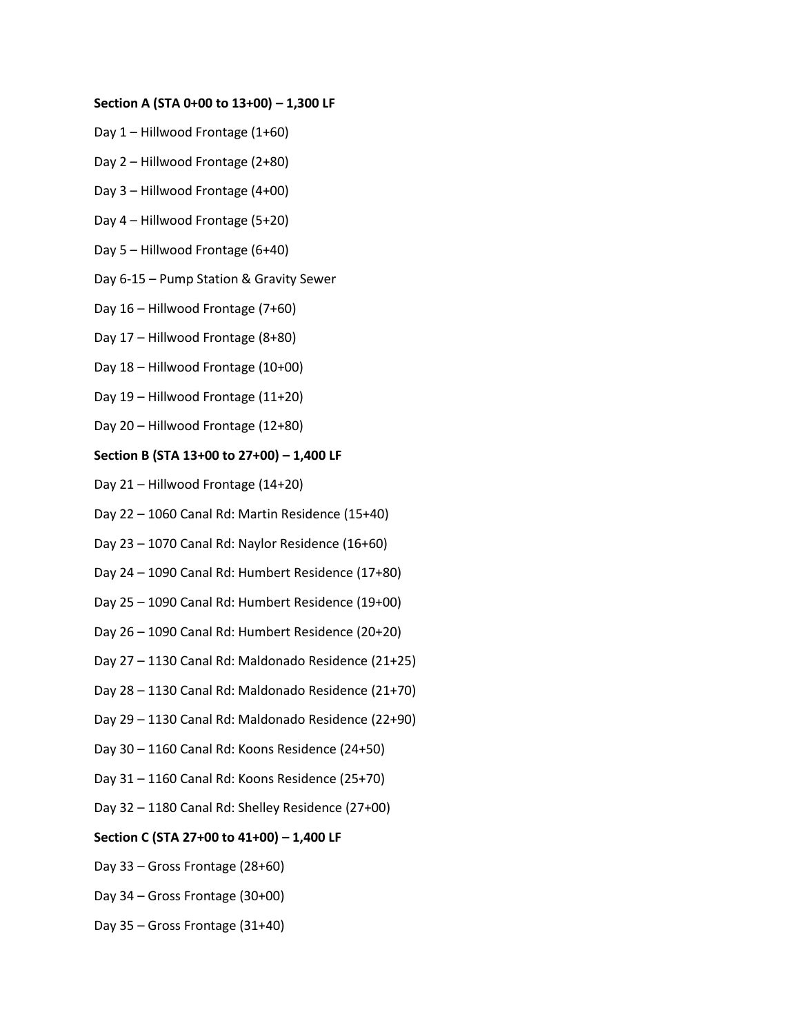**Section A (STA 0+00 to 13+00) – 1,300 LF**

Day 1 – Hillwood Frontage (1+60)

Day 2 – Hillwood Frontage (2+80)

Day 3 – Hillwood Frontage (4+00)

Day 4 – Hillwood Frontage (5+20)

Day 5 – Hillwood Frontage (6+40)

Day 6-15 – Pump Station & Gravity Sewer

Day 16 – Hillwood Frontage (7+60)

Day 17 – Hillwood Frontage (8+80)

Day 18 – Hillwood Frontage (10+00)

Day 19 – Hillwood Frontage (11+20)

Day 20 – Hillwood Frontage (12+80)

**Section B (STA 13+00 to 27+00) – 1,400 LF**

Day 21 – Hillwood Frontage (14+20)

Day 22 – 1060 Canal Rd: Martin Residence (15+40)

Day 23 – 1070 Canal Rd: Naylor Residence (16+60)

Day 24 – 1090 Canal Rd: Humbert Residence (17+80)

Day 25 – 1090 Canal Rd: Humbert Residence (19+00)

Day 26 – 1090 Canal Rd: Humbert Residence (20+20)

Day 27 – 1130 Canal Rd: Maldonado Residence (21+25)

Day 28 – 1130 Canal Rd: Maldonado Residence (21+70)

Day 29 – 1130 Canal Rd: Maldonado Residence (22+90)

Day 30 – 1160 Canal Rd: Koons Residence (24+50)

Day 31 – 1160 Canal Rd: Koons Residence (25+70)

Day 32 – 1180 Canal Rd: Shelley Residence (27+00)

**Section C (STA 27+00 to 41+00) – 1,400 LF**

Day 33 – Gross Frontage (28+60)

Day 34 – Gross Frontage (30+00)

Day 35 – Gross Frontage (31+40)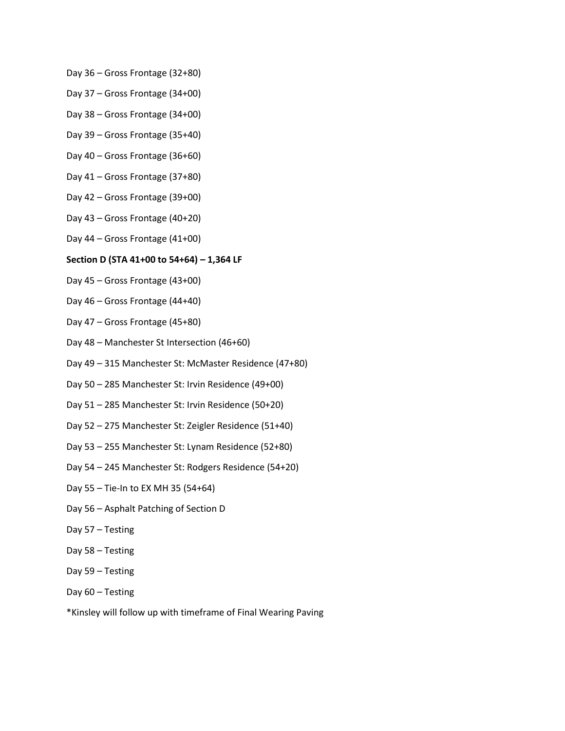Day 36 – Gross Frontage (32+80)

Day 37 – Gross Frontage (34+00)

Day 38 – Gross Frontage (34+00)

Day 39 – Gross Frontage (35+40)

Day 40 – Gross Frontage (36+60)

Day 41 – Gross Frontage (37+80)

Day 42 – Gross Frontage (39+00)

Day 43 – Gross Frontage (40+20)

Day 44 – Gross Frontage (41+00)

**Section D (STA 41+00 to 54+64) – 1,364 LF**

Day 45 – Gross Frontage (43+00)

Day 46 – Gross Frontage (44+40)

Day 47 – Gross Frontage (45+80)

Day 48 – Manchester St Intersection (46+60)

Day 49 – 315 Manchester St: McMaster Residence (47+80)

Day 50 – 285 Manchester St: Irvin Residence (49+00)

Day 51 – 285 Manchester St: Irvin Residence (50+20)

Day 52 – 275 Manchester St: Zeigler Residence (51+40)

Day 53 – 255 Manchester St: Lynam Residence (52+80)

Day 54 – 245 Manchester St: Rodgers Residence (54+20)

Day 55 – Tie-In to EX MH 35 (54+64)

Day 56 – Asphalt Patching of Section D

Day 57 – Testing

Day 58 – Testing

Day 59 – Testing

Day 60 – Testing

*Kinsley will follow up with timeframe of Final Wearing Paving